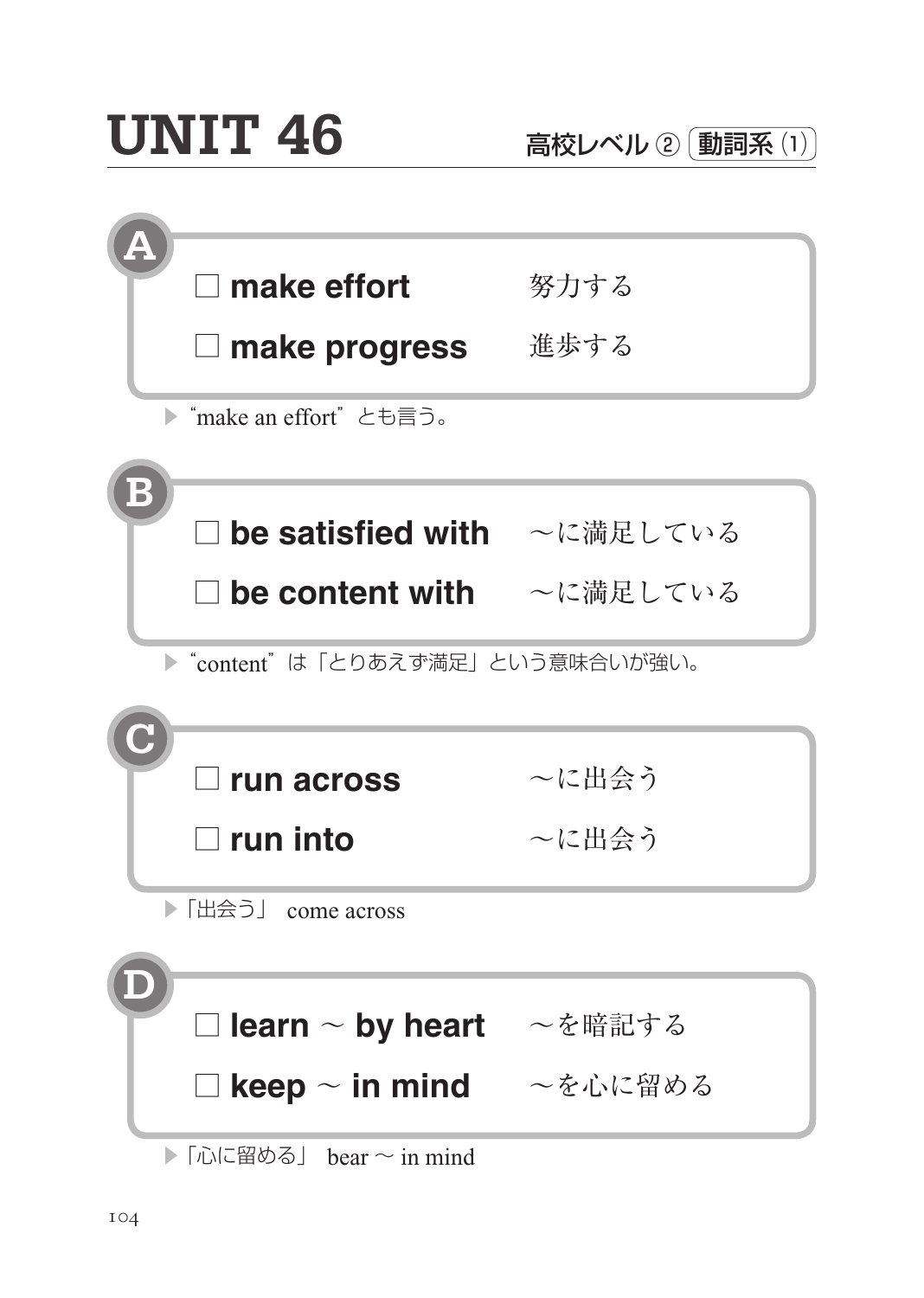# UNIT 46

高校レベル ② 動詞系 (1)

## A

☐ **make effort** 努力する

☐ **make progress** 進歩する

▶ "make an effort" とも言う。

## B

☐ **be satisfied with** ～に満足している

☐ **be content with** ～に満足している

▶ "content" は「とりあえず満足」という意味合いが強い。

## C

☐ **run across** ～に出会う

☐ **run into** ～に出会う

▶「出会う」 come across

## D

☐ **learn ～ by heart** ～を暗記する

☐ **keep ～ in mind** ～を心に留める

▶「心に留める」 bear ～ in mind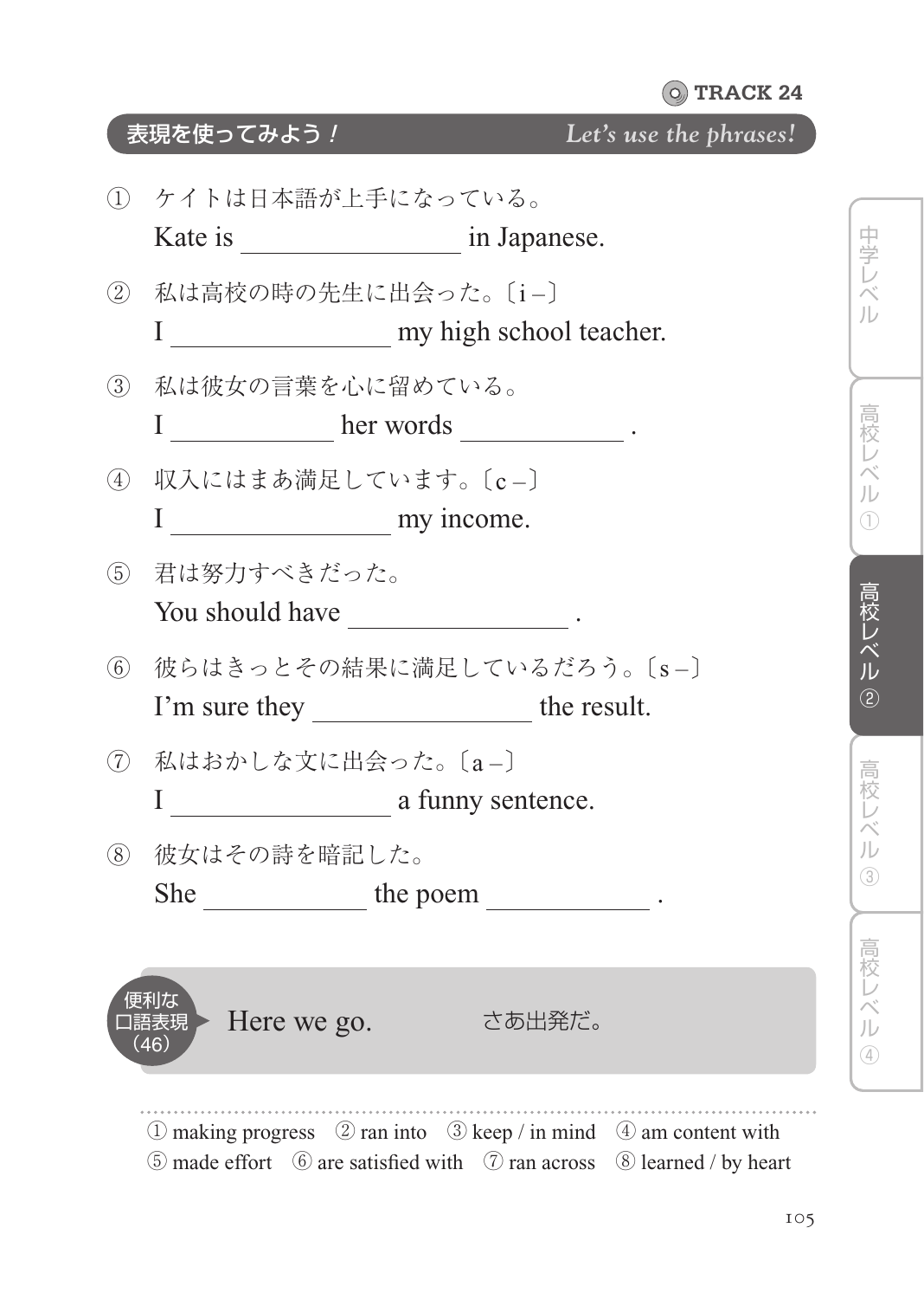TRACK 24

## 表現を使ってみよう！ *Let's use the phrases!*

① ケイトは日本語が上手になっている。
Kate is ________________ in Japanese.

② 私は高校の時の先生に出会った。〔i –〕
I ________________ my high school teacher.

③ 私は彼女の言葉を心に留めている。
I ____________ her words ____________ .

④ 収入にはまあ満足しています。〔c –〕
I ________________ my income.

⑤ 君は努力すべきだった。
You should have ________________ .

⑥ 彼らはきっとその結果に満足しているだろう。〔s –〕
I'm sure they ________________ the result.

⑦ 私はおかしな文に出会った。〔a –〕
I ________________ a funny sentence.

⑧ 彼女はその詩を暗記した。
She ____________ the poem ____________ .

便利な口語表現（46）　Here we go.　さあ出発だ。

---

① making progress　② ran into　③ keep / in mind　④ am content with
⑤ made effort　⑥ are satisfied with　⑦ ran across　⑧ learned / by heart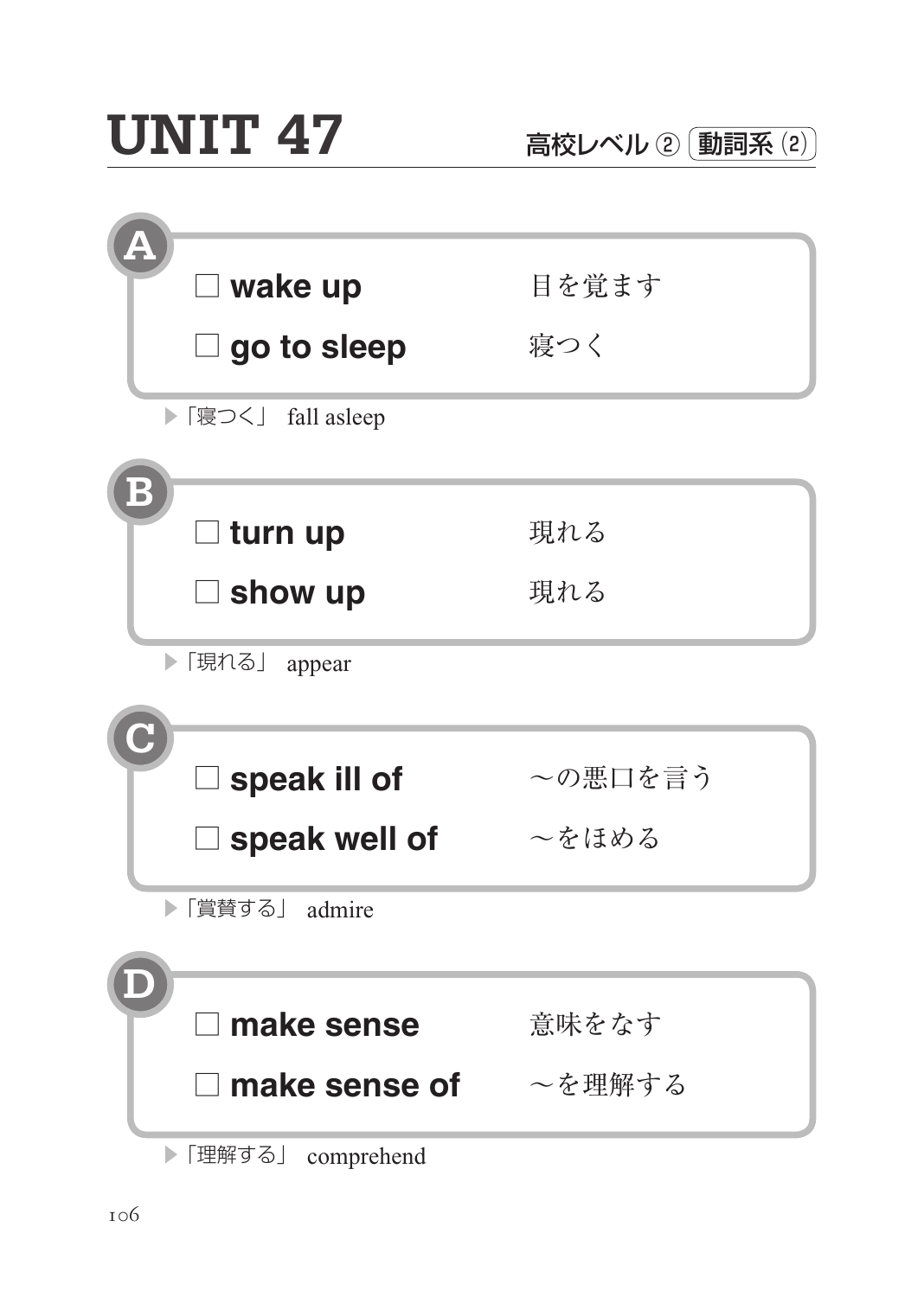# UNIT 47

高校レベル ② 動詞系 (2)

## A

- □ **wake up** 目を覚ます
- □ **go to sleep** 寝つく

▶「寝つく」 fall asleep

## B

- □ **turn up** 現れる
- □ **show up** 現れる

▶「現れる」 appear

## C

- □ **speak ill of** 〜の悪口を言う
- □ **speak well of** 〜をほめる

▶「賞賛する」 admire

## D

- □ **make sense** 意味をなす
- □ **make sense of** 〜を理解する

▶「理解する」 comprehend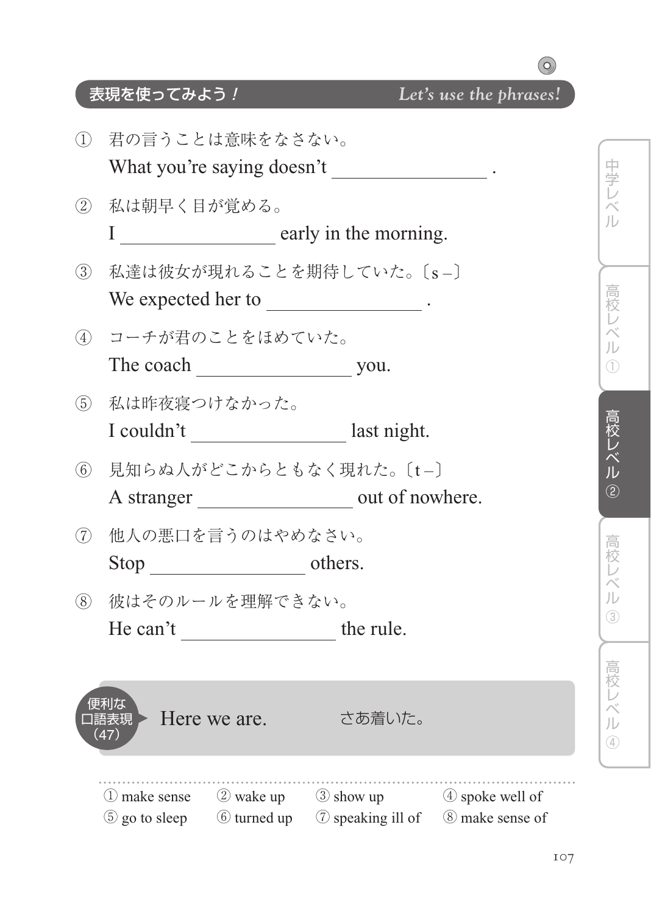## 表現を使ってみよう！　*Let's use the phrases!*

① 君の言うことは意味をなさない。
What you're saying doesn't ________________ .

② 私は朝早く目が覚める。
I ________________ early in the morning.

③ 私達は彼女が現れることを期待していた。〔s –〕
We expected her to ________________ .

④ コーチが君のことをほめていた。
The coach ________________ you.

⑤ 私は昨夜寝つけなかった。
I couldn't ________________ last night.

⑥ 見知らぬ人がどこからともなく現れた。〔t –〕
A stranger ________________ out of nowhere.

⑦ 他人の悪口を言うのはやめなさい。
Stop ________________ others.

⑧ 彼はそのルールを理解できない。
He can't ________________ the rule.

**便利な口語表現（47）**　Here we are.　さあ着いた。

① make sense　② wake up　③ show up　④ spoke well of
⑤ go to sleep　⑥ turned up　⑦ speaking ill of　⑧ make sense of